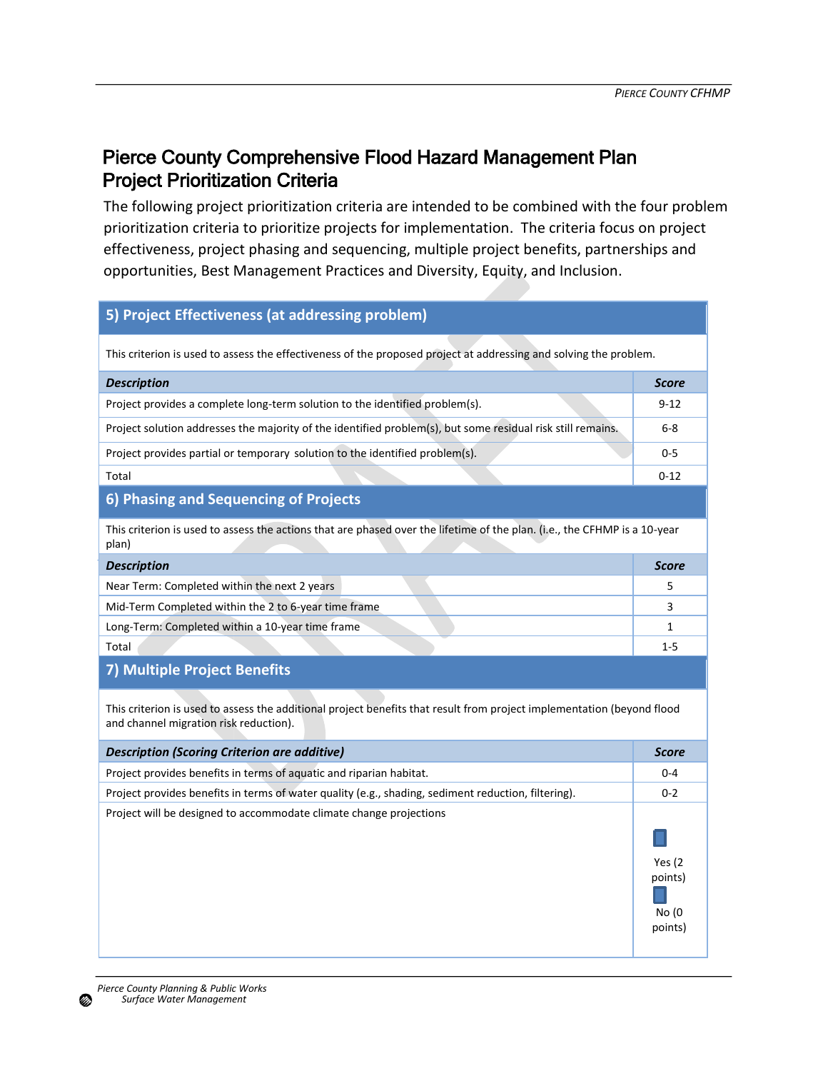# Pierce County Comprehensive Flood Hazard Management Plan Project Prioritization Criteria

The following project prioritization criteria are intended to be combined with the four problem prioritization criteria to prioritize projects for implementation. The criteria focus on project effectiveness, project phasing and sequencing, multiple project benefits, partnerships and opportunities, Best Management Practices and Diversity, Equity, and Inclusion.

## 5) Project Effectiveness (at addressing problem)

This criterion is used to assess the effectiveness of the proposed project at addressing and solving the problem.

| ***Description*** | ***Score*** |
|---|---|
| Project provides a complete long-term solution to the identified problem(s). | 9-12 |
| Project solution addresses the majority of the identified problem(s), but some residual risk still remains. | 6-8 |
| Project provides partial or temporary solution to the identified problem(s). | 0-5 |
| Total | 0-12 |

## 6) Phasing and Sequencing of Projects

This criterion is used to assess the actions that are phased over the lifetime of the plan. (i.e., the CFHMP is a 10-year plan)

| ***Description*** | ***Score*** |
|---|---|
| Near Term: Completed within the next 2 years | 5 |
| Mid-Term Completed within the 2 to 6-year time frame | 3 |
| Long-Term: Completed within a 10-year time frame | 1 |
| Total | 1-5 |

## 7) Multiple Project Benefits

This criterion is used to assess the additional project benefits that result from project implementation (beyond flood and channel migration risk reduction).

| ***Description (Scoring Criterion are additive)*** | ***Score*** |
|---|---|
| Project provides benefits in terms of aquatic and riparian habitat. | 0-4 |
| Project provides benefits in terms of water quality (e.g., shading, sediment reduction, filtering). | 0-2 |
| Project will be designed to accommodate climate change projections | ☐ Yes (2 points) ☐ No (0 points) |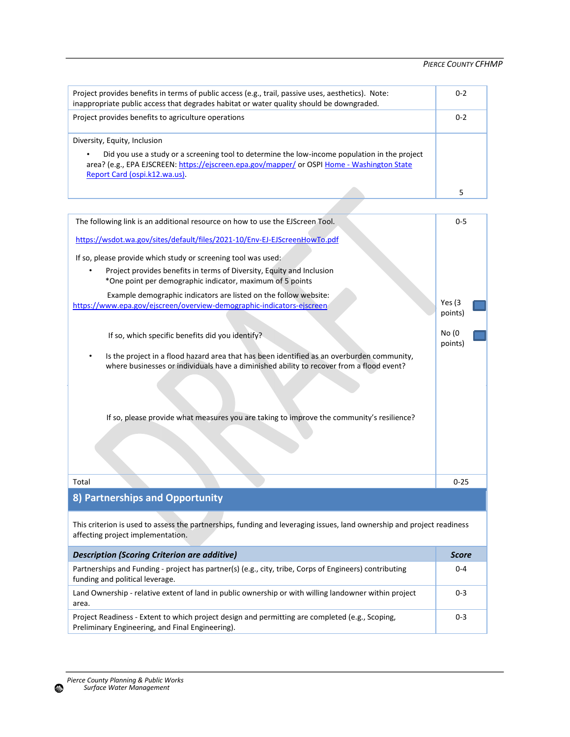| | |
|---|---|
| Project provides benefits in terms of public access (e.g., trail, passive uses, aesthetics). Note: inappropriate public access that degrades habitat or water quality should be downgraded. | 0-2 |
| Project provides benefits to agriculture operations | 0-2 |
| Diversity, Equity, Inclusion<br>• Did you use a study or a screening tool to determine the low-income population in the project area? (e.g., EPA EJSCREEN: https://ejscreen.epa.gov/mapper/ or OSPI Home - Washington State Report Card (ospi.k12.wa.us). | 5 |
| The following link is an additional resource on how to use the EJScreen Tool.<br>https://wsdot.wa.gov/sites/default/files/2021-10/Env-EJ-EJScreenHowTo.pdf<br>If so, please provide which study or screening tool was used:<br>• Project provides benefits in terms of Diversity, Equity and Inclusion *One point per demographic indicator, maximum of 5 points<br>Example demographic indicators are listed on the follow website: https://www.epa.gov/ejscreen/overview-demographic-indicators-ejscreen<br>If so, which specific benefits did you identify?<br>• Is the project in a flood hazard area that has been identified as an overburden community, where businesses or individuals have a diminished ability to recover from a flood event?<br>If so, please provide what measures you are taking to improve the community's resilience? | 0-5<br>Yes (3 points) ☐<br>No (0 points) ☐ |
| Total | 0-25 |

## 8) Partnerships and Opportunity

This criterion is used to assess the partnerships, funding and leveraging issues, land ownership and project readiness affecting project implementation.

| ***Description (Scoring Criterion are additive)*** | ***Score*** |
|---|---|
| Partnerships and Funding - project has partner(s) (e.g., city, tribe, Corps of Engineers) contributing funding and political leverage. | 0-4 |
| Land Ownership - relative extent of land in public ownership or with willing landowner within project area. | 0-3 |
| Project Readiness - Extent to which project design and permitting are completed (e.g., Scoping, Preliminary Engineering, and Final Engineering). | 0-3 |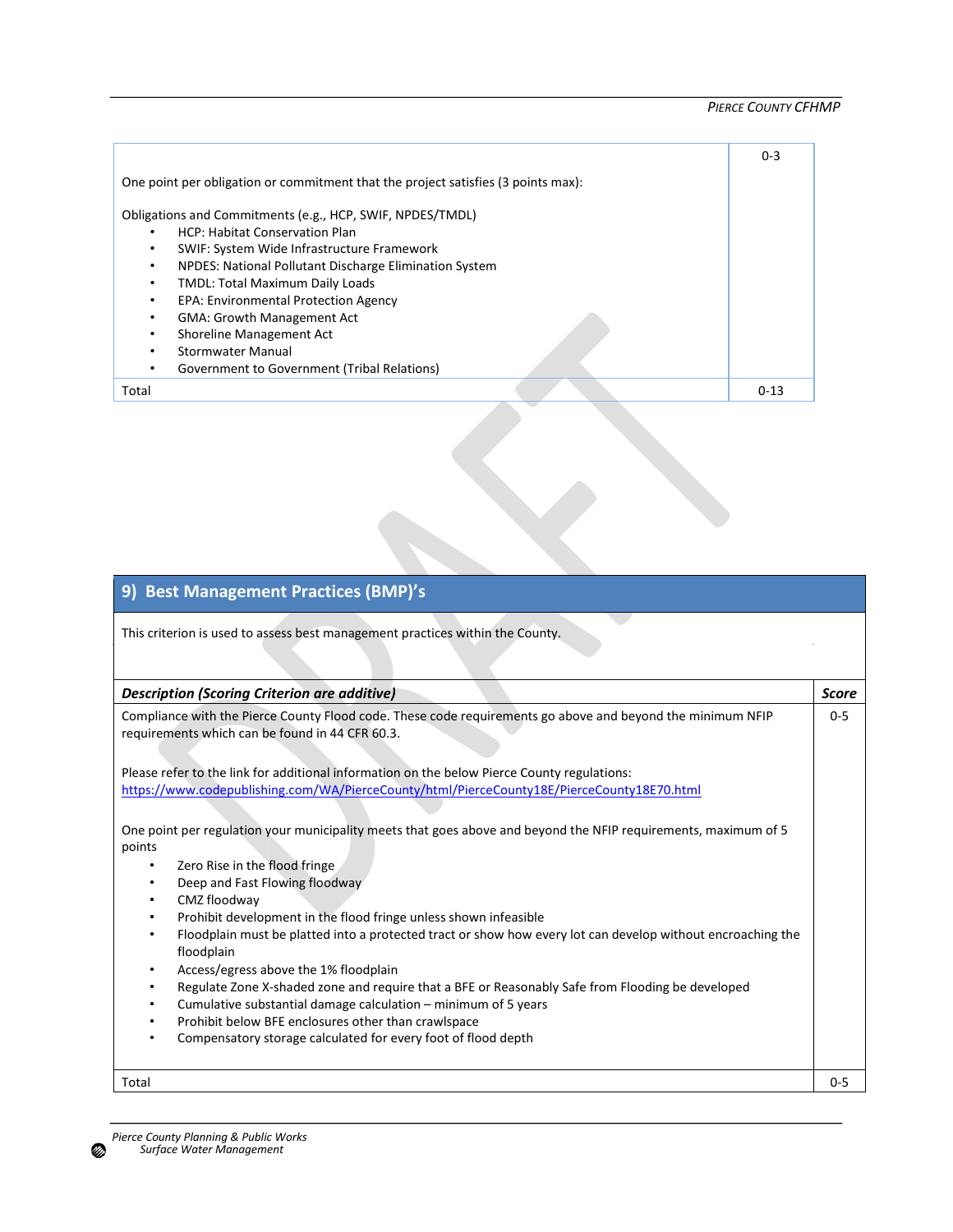| | |
|---|---|
| One point per obligation or commitment that the project satisfies (3 points max):<br><br>Obligations and Commitments (e.g., HCP, SWIF, NPDES/TMDL)<br>• HCP: Habitat Conservation Plan<br>• SWIF: System Wide Infrastructure Framework<br>• NPDES: National Pollutant Discharge Elimination System<br>• TMDL: Total Maximum Daily Loads<br>• EPA: Environmental Protection Agency<br>• GMA: Growth Management Act<br>• Shoreline Management Act<br>• Stormwater Manual<br>• Government to Government (Tribal Relations) | 0-3 |
| Total | 0-13 |

## 9) Best Management Practices (BMP)'s

This criterion is used to assess best management practices within the County.

| ***Description (Scoring Criterion are additive)*** | ***Score*** |
|---|---|
| Compliance with the Pierce County Flood code. These code requirements go above and beyond the minimum NFIP requirements which can be found in 44 CFR 60.3.<br><br>Please refer to the link for additional information on the below Pierce County regulations:<br>[https://www.codepublishing.com/WA/PierceCounty/html/PierceCounty18E/PierceCounty18E70.html](https://www.codepublishing.com/WA/PierceCounty/html/PierceCounty18E/PierceCounty18E70.html)<br><br>One point per regulation your municipality meets that goes above and beyond the NFIP requirements, maximum of 5 points<br>• Zero Rise in the flood fringe<br>• Deep and Fast Flowing floodway<br>• CMZ floodway<br>• Prohibit development in the flood fringe unless shown infeasible<br>• Floodplain must be platted into a protected tract or show how every lot can develop without encroaching the floodplain<br>• Access/egress above the 1% floodplain<br>• Regulate Zone X-shaded zone and require that a BFE or Reasonably Safe from Flooding be developed<br>• Cumulative substantial damage calculation – minimum of 5 years<br>• Prohibit below BFE enclosures other than crawlspace<br>• Compensatory storage calculated for every foot of flood depth | 0-5 |
| Total | 0-5 |